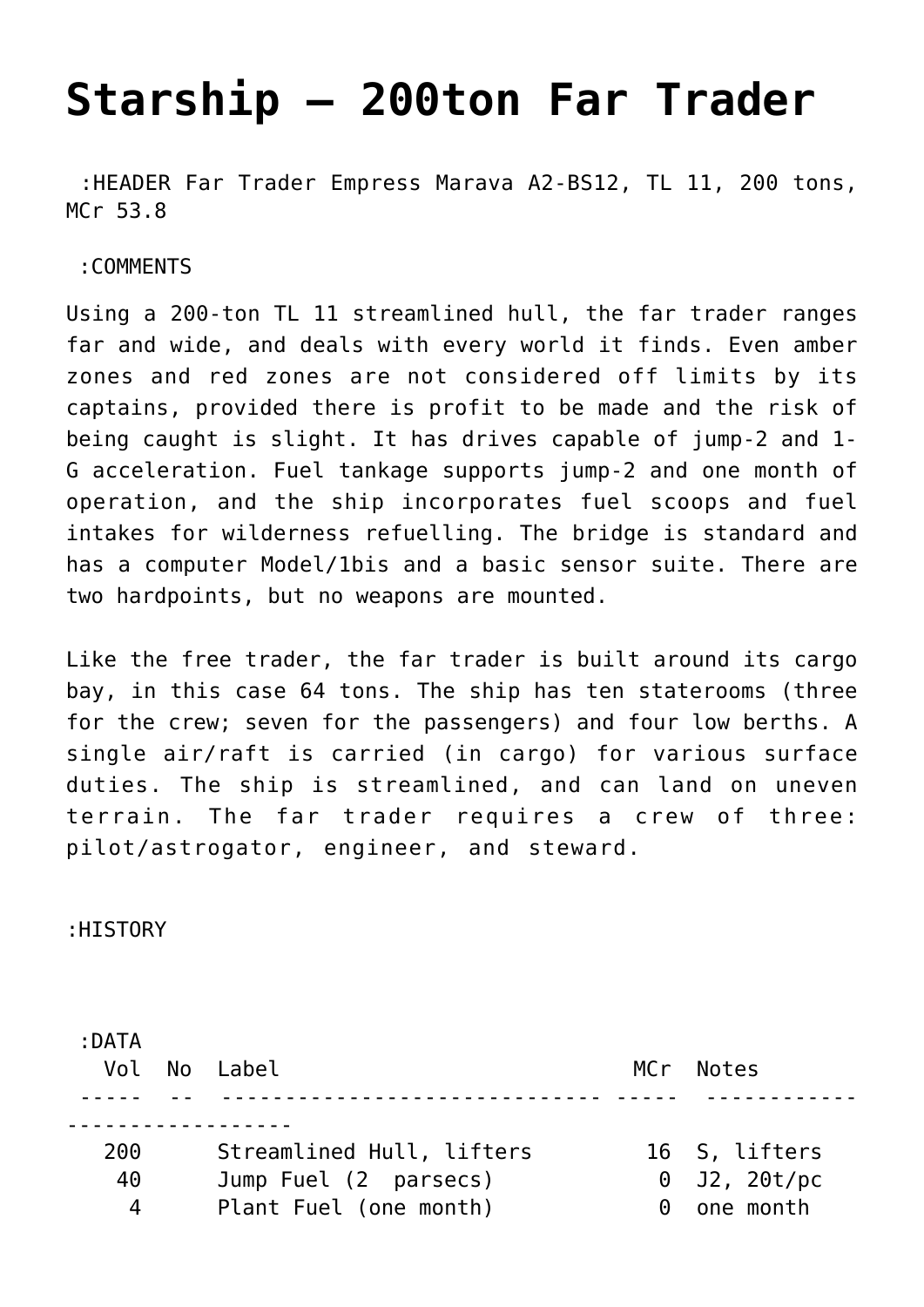# Starship – 200ton Far Trader

:HEADER Far Trader Empress Marava A2-BS12, TL 11, 200 tons, MCr 53.8

:COMMENTS

Using a 200-ton TL 11 streamlined hull, the far trader ranges far and wide, and deals with every world it finds. Even amber zones and red zones are not considered off limits by its captains, provided there is profit to be made and the risk of being caught is slight. It has drives capable of jump-2 and 1-G acceleration. Fuel tankage supports jump-2 and one month of operation, and the ship incorporates fuel scoops and fuel intakes for wilderness refuelling. The bridge is standard and has a computer Model/1bis and a basic sensor suite. There are two hardpoints, but no weapons are mounted.

Like the free trader, the far trader is built around its cargo bay, in this case 64 tons. The ship has ten staterooms (three for the crew; seven for the passengers) and four low berths. A single air/raft is carried (in cargo) for various surface duties. The ship is streamlined, and can land on uneven terrain. The far trader requires a crew of three: pilot/astrogator, engineer, and steward.

:HISTORY

:DATA

| Vol | No | Label | MCr | Notes |
|---|---|---|---|---|
| 200 | | Streamlined Hull, lifters | 16 | S, lifters |
| 40 | | Jump Fuel (2 parsecs) | 0 | J2, 20t/pc |
| 4 | | Plant Fuel (one month) | 0 | one month |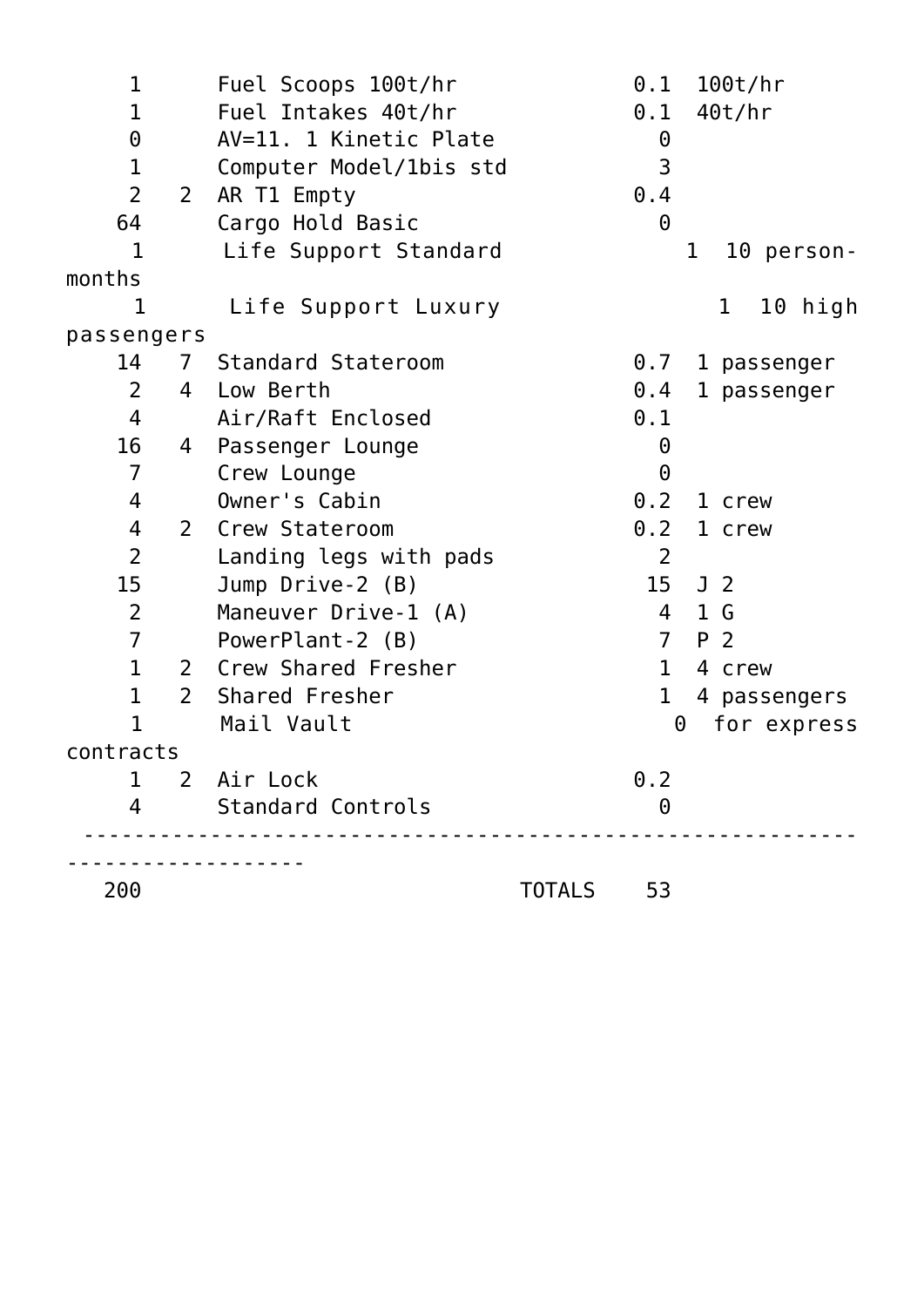| | | | | |
|---|---|---|---|---|
| 1 | | Fuel Scoops 100t/hr | 0.1 | 100t/hr |
| 1 | | Fuel Intakes 40t/hr | 0.1 | 40t/hr |
| 0 | | AV=11. 1 Kinetic Plate | 0 | |
| 1 | | Computer Model/1bis std | 3 | |
| 2 | 2 | AR T1 Empty | 0.4 | |
| 64 | | Cargo Hold Basic | 0 | |
| 1 | | Life Support Standard | 1 | 10 person-months |
| 1 | | Life Support Luxury | 1 | 10 high passengers |
| 14 | 7 | Standard Stateroom | 0.7 | 1 passenger |
| 2 | 4 | Low Berth | 0.4 | 1 passenger |
| 4 | | Air/Raft Enclosed | 0.1 | |
| 16 | 4 | Passenger Lounge | 0 | |
| 7 | | Crew Lounge | 0 | |
| 4 | | Owner's Cabin | 0.2 | 1 crew |
| 4 | 2 | Crew Stateroom | 0.2 | 1 crew |
| 2 | | Landing legs with pads | 2 | |
| 15 | | Jump Drive-2 (B) | 15 | J 2 |
| 2 | | Maneuver Drive-1 (A) | 4 | 1 G |
| 7 | | PowerPlant-2 (B) | 7 | P 2 |
| 1 | 2 | Crew Shared Fresher | 1 | 4 crew |
| 1 | 2 | Shared Fresher | 1 | 4 passengers |
| 1 | | Mail Vault | 0 | for express contracts |
| 1 | 2 | Air Lock | 0.2 | |
| 4 | | Standard Controls | 0 | |
| 200 | | TOTALS | 53 | |